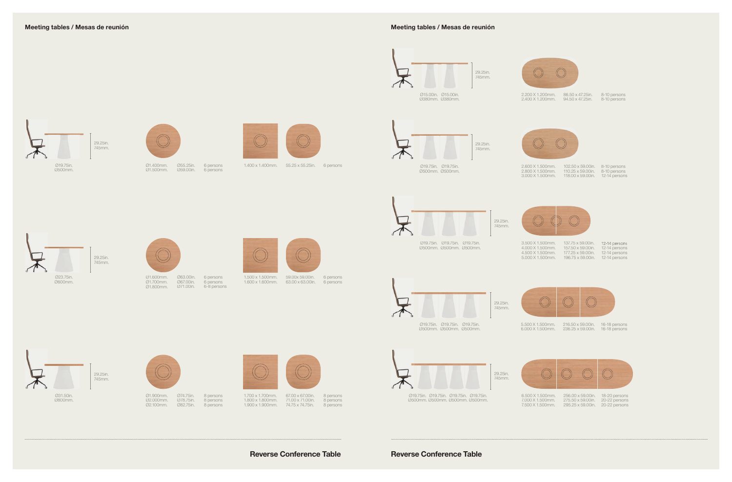## Meeting tables / Mesas de reunión

29.25in.
745mm.

Ø19.75in.
Ø500mm.

| Ø1.400mm. | Ø55.25in. | 6 persons |
|---|---|---|
| Ø1.500mm. | Ø59.00in. | 6 persons |

| 1.400 x 1.400mm. | 55.25 x 55.25in. | 6 persons |
|---|---|---|

29.25in.
745mm.

Ø23.75in.
Ø600mm.

| Ø1.600mm. | Ø63.00in. | 6 persons |
|---|---|---|
| Ø1.700mm. | Ø67.00in. | 6 persons |
| Ø1.800mm. | Ø71.00in. | 6-8 persons |

| 1.500 x 1.500mm. | 59.00x 59.00in. | 6 persons |
|---|---|---|
| 1.600 x 1.600mm. | 63.00 x 63.00in. | 6 persons |

29.25in.
745mm.

Ø31.50in.
Ø800mm.

| Ø1.900mm. | Ø74.75in. | 8 persons |
|---|---|---|
| Ø2.000mm. | Ø78.75in. | 8 persons |
| Ø2.100mm. | Ø82.75in. | 8 persons |

| 1.700 x 1.700mm. | 67.00 x 67.00in. | 8 persons |
|---|---|---|
| 1.800 x 1.800mm. | 71.00 x 71.00in. | 8 persons |
| 1.900 x 1.900mm. | 74.75 x 74.75in. | 8 persons |

**Reverse Conference Table**

## Meeting tables / Mesas de reunión

29.25in.
745mm.

Ø15.00in. Ø15.00in.
Ø380mm. Ø380mm.

| 2.200 X 1.200mm. | 86.50 x 47.25in. | 8-10 persons |
|---|---|---|
| 2.400 X 1.200mm. | 94.50 x 47.25in. | 8-10 persons |

29.25in.
745mm.

Ø19.75in. Ø19.75in.
Ø500mm. Ø500mm.

| 2.600 X 1.500mm. | 102.50 x 59.00in. | 8-10 persons |
|---|---|---|
| 2.800 X 1.500mm. | 110.25 x 59.00in. | 8-10 persons |
| 3.000 X 1.500mm. | 118.00 x 59.00in. | 12-14 persons |

29.25in.
745mm.

Ø19.75in. Ø19.75in. Ø19.75in.
Ø500mm. Ø500mm. Ø500mm.

| 3.500 X 1.500mm. | 137.75 x 59.00in. | 12-14 persons |
|---|---|---|
| 4.000 X 1.500mm. | 157.50 x 59.00in. | 12-14 persons |
| 4.500 X 1.500mm. | 177.25 x 59.00in. | 12-14 persons |
| 5.000 X 1.500mm. | 196.75 x 59.00in. | 12-14 persons |

29.25in.
745mm.

Ø19.75in. Ø19.75in. Ø19.75in.
Ø500mm. Ø500mm. Ø500mm.

| 5.500 X 1.500mm. | 216.50 x 59.00in. | 16-18 persons |
|---|---|---|
| 6.000 X 1.500mm. | 236.25 x 59.00in. | 16-18 persons |

29.25in.
745mm.

Ø19.75in. Ø19.75in. Ø19.75in. Ø19.75in.
Ø500mm. Ø500mm. Ø500mm. Ø500mm.

| 6.500 X 1.500mm. | 256.00 x 59.00in. | 18-20 persons |
|---|---|---|
| 7.000 X 1.500mm. | 275.50 x 59.00in. | 20-22 persons |
| 7.500 X 1.500mm. | 295.25 x 59.00in. | 20-22 persons |

**Reverse Conference Table**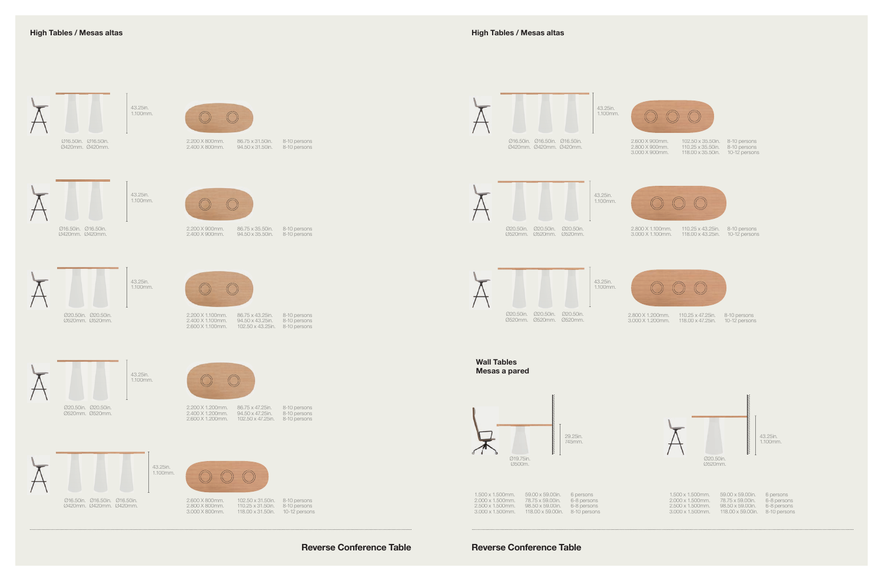## High Tables / Mesas altas

43.25in.
1.100mm.

Ø16.50in. Ø16.50in.
Ø420mm. Ø420mm.

| | | |
|---|---|---|
| 2.200 X 800mm. | 86.75 x 31.50in. | 8-10 persons |
| 2.400 X 800mm. | 94.50 x 31.50in. | 8-10 persons |

43.25in.
1.100mm.

Ø16.50in. Ø16.50in.
Ø420mm. Ø420mm.

| | | |
|---|---|---|
| 2.200 X 900mm. | 86.75 x 35.50in. | 8-10 persons |
| 2.400 X 900mm. | 94.50 x 35.50in. | 8-10 persons |

43.25in.
1.100mm.

Ø20.50in. Ø20.50in.
Ø520mm. Ø520mm.

| | | |
|---|---|---|
| 2.200 X 1.100mm. | 86.75 x 43.25in. | 8-10 persons |
| 2.400 X 1.100mm. | 94.50 x 43.25in. | 8-10 persons |
| 2.600 X 1.100mm. | 102.50 x 43.25in. | 8-10 persons |

43.25in.
1.100mm.

Ø20.50in. Ø20.50in.
Ø520mm. Ø520mm.

| | | |
|---|---|---|
| 2.200 X 1.200mm. | 86.75 x 47.25in. | 8-10 persons |
| 2.400 X 1.200mm. | 94.50 x 47.25in. | 8-10 persons |
| 2.600 X 1.200mm. | 102.50 x 47.25in. | 8-10 persons |

43.25in.
1.100mm.

Ø16.50in. Ø16.50in. Ø16.50in.
Ø420mm. Ø420mm. Ø420mm.

| | | |
|---|---|---|
| 2.600 X 800mm. | 102.50 x 31.50in. | 8-10 persons |
| 2.800 X 800mm. | 110.25 x 31.50in. | 8-10 persons |
| 3.000 X 800mm. | 118.00 x 31.50in. | 10-12 persons |

**Reverse Conference Table**

## High Tables / Mesas altas

43.25in.
1.100mm.

Ø16.50in. Ø16.50in. Ø16.50in.
Ø420mm. Ø420mm. Ø420mm.

| | | |
|---|---|---|
| 2.600 X 900mm. | 102.50 x 35.50in. | 8-10 persons |
| 2.800 X 900mm. | 110.25 x 35.50in. | 8-10 persons |
| 3.000 X 900mm. | 118.00 x 35.50in. | 10-12 persons |

43.25in.
1.100mm.

Ø20.50in. Ø20.50in. Ø20.50in.
Ø520mm. Ø520mm. Ø520mm.

| | | |
|---|---|---|
| 2.800 X 1.100mm. | 110.25 x 43.25in. | 8-10 persons |
| 3.000 X 1.100mm. | 118.00 x 43.25in. | 10-12 persons |

43.25in.
1.100mm.

Ø20.50in. Ø20.50in. Ø20.50in.
Ø520mm. Ø520mm. Ø520mm.

| | | |
|---|---|---|
| 2.800 X 1.200mm. | 110.25 x 47.25in. | 8-10 persons |
| 3.000 X 1.200mm. | 118.00 x 47.25in. | 10-12 persons |

## Wall Tables
## Mesas a pared

29.25in.
745mm.

Ø19.75in.
Ø500mm.

| | | |
|---|---|---|
| 1.500 x 1.500mm. | 59.00 x 59.00in. | 6 persons |
| 2.000 x 1.500mm. | 78.75 x 59.00in. | 6-8 persons |
| 2.500 x 1.500mm. | 98.50 x 59.00in. | 6-8 persons |
| 3.000 x 1.500mm. | 118.00 x 59.00in. | 8-10 persons |

43.25in.
1.100mm.

Ø20.50in.
Ø520mm.

| | | |
|---|---|---|
| 1.500 x 1.500mm. | 59.00 x 59.00in. | 6 persons |
| 2.000 x 1.500mm. | 78.75 x 59.00in. | 6-8 persons |
| 2.500 x 1.500mm. | 98.50 x 59.00in. | 6-8 persons |
| 3.000 x 1.500mm. | 118.00 x 59.00in. | 8-10 persons |

**Reverse Conference Table**